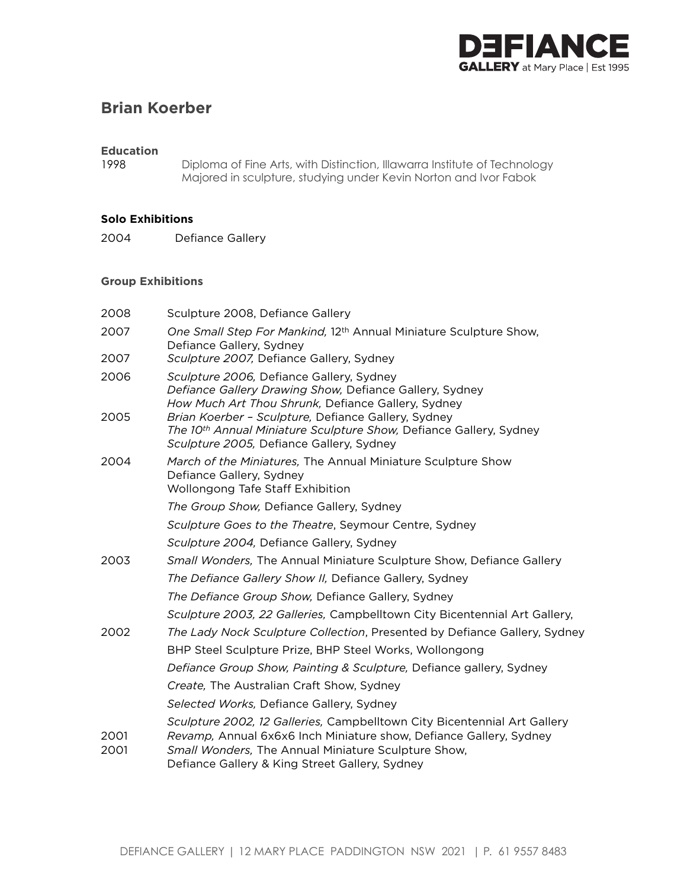# Brian Koerber

### Education

1998 Diploma of Fine Arts, with Distinction, Illawarra Institute of Technology
Majored in sculpture, studying under Kevin Norton and Ivor Fabok

### Solo Exhibitions

2004 Defiance Gallery

### Group Exhibitions

2008 Sculpture 2008, Defiance Gallery

2007 *One Small Step For Mankind,* 12th Annual Miniature Sculpture Show, Defiance Gallery, Sydney

2007 *Sculpture 2007,* Defiance Gallery, Sydney

2006 *Sculpture 2006,* Defiance Gallery, Sydney
*Defiance Gallery Drawing Show,* Defiance Gallery, Sydney
*How Much Art Thou Shrunk,* Defiance Gallery, Sydney

2005 *Brian Koerber – Sculpture,* Defiance Gallery, Sydney
*The 10th Annual Miniature Sculpture Show,* Defiance Gallery, Sydney
*Sculpture 2005,* Defiance Gallery, Sydney

2004 *March of the Miniatures,* The Annual Miniature Sculpture Show Defiance Gallery, Sydney
Wollongong Tafe Staff Exhibition
*The Group Show,* Defiance Gallery, Sydney
*Sculpture Goes to the Theatre*, Seymour Centre, Sydney
*Sculpture 2004,* Defiance Gallery, Sydney

2003 *Small Wonders,* The Annual Miniature Sculpture Show, Defiance Gallery
*The Defiance Gallery Show II,* Defiance Gallery, Sydney
*The Defiance Group Show,* Defiance Gallery, Sydney
*Sculpture 2003, 22 Galleries,* Campbelltown City Bicentennial Art Gallery,

2002 *The Lady Nock Sculpture Collection*, Presented by Defiance Gallery, Sydney
BHP Steel Sculpture Prize, BHP Steel Works, Wollongong
*Defiance Group Show, Painting & Sculpture,* Defiance gallery, Sydney
*Create,* The Australian Craft Show, Sydney
*Selected Works,* Defiance Gallery, Sydney
*Sculpture 2002, 12 Galleries,* Campbelltown City Bicentennial Art Gallery

2001 *Revamp,* Annual 6x6x6 Inch Miniature show, Defiance Gallery, Sydney

2001 *Small Wonders,* The Annual Miniature Sculpture Show, Defiance Gallery & King Street Gallery, Sydney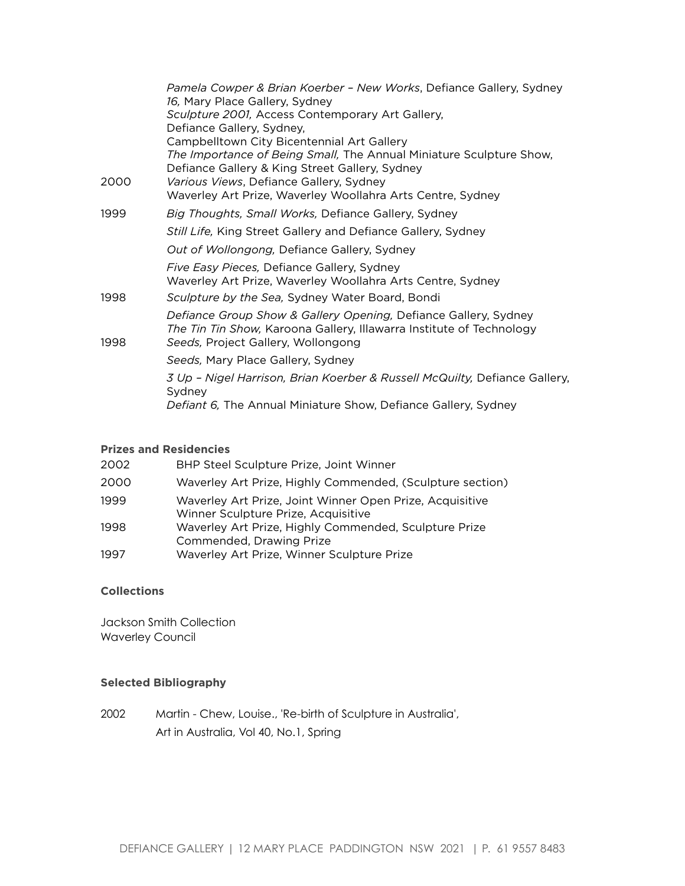*Pamela Cowper & Brian Koerber – New Works*, Defiance Gallery, Sydney
*16,* Mary Place Gallery, Sydney
*Sculpture 2001,* Access Contemporary Art Gallery,
Defiance Gallery, Sydney,
Campbelltown City Bicentennial Art Gallery
*The Importance of Being Small,* The Annual Miniature Sculpture Show,
Defiance Gallery & King Street Gallery, Sydney

2000 *Various Views*, Defiance Gallery, Sydney
Waverley Art Prize, Waverley Woollahra Arts Centre, Sydney

1999 *Big Thoughts, Small Works,* Defiance Gallery, Sydney
*Still Life,* King Street Gallery and Defiance Gallery, Sydney
*Out of Wollongong,* Defiance Gallery, Sydney
*Five Easy Pieces,* Defiance Gallery, Sydney
Waverley Art Prize, Waverley Woollahra Arts Centre, Sydney

1998 *Sculpture by the Sea,* Sydney Water Board, Bondi
*Defiance Group Show & Gallery Opening,* Defiance Gallery, Sydney
*The Tin Tin Show,* Karoona Gallery, Illawarra Institute of Technology

1998 *Seeds,* Project Gallery, Wollongong
*Seeds,* Mary Place Gallery, Sydney
*3 Up – Nigel Harrison, Brian Koerber & Russell McQuilty,* Defiance Gallery, Sydney
*Defiant 6,* The Annual Miniature Show, Defiance Gallery, Sydney

**Prizes and Residencies**

2002 BHP Steel Sculpture Prize, Joint Winner

2000 Waverley Art Prize, Highly Commended, (Sculpture section)

1999 Waverley Art Prize, Joint Winner Open Prize, Acquisitive
Winner Sculpture Prize, Acquisitive

1998 Waverley Art Prize, Highly Commended, Sculpture Prize
Commended, Drawing Prize

1997 Waverley Art Prize, Winner Sculpture Prize

**Collections**

Jackson Smith Collection
Waverley Council

**Selected Bibliography**

2002 Martin - Chew, Louise., 'Re-birth of Sculpture in Australia',
Art in Australia, Vol 40, No.1, Spring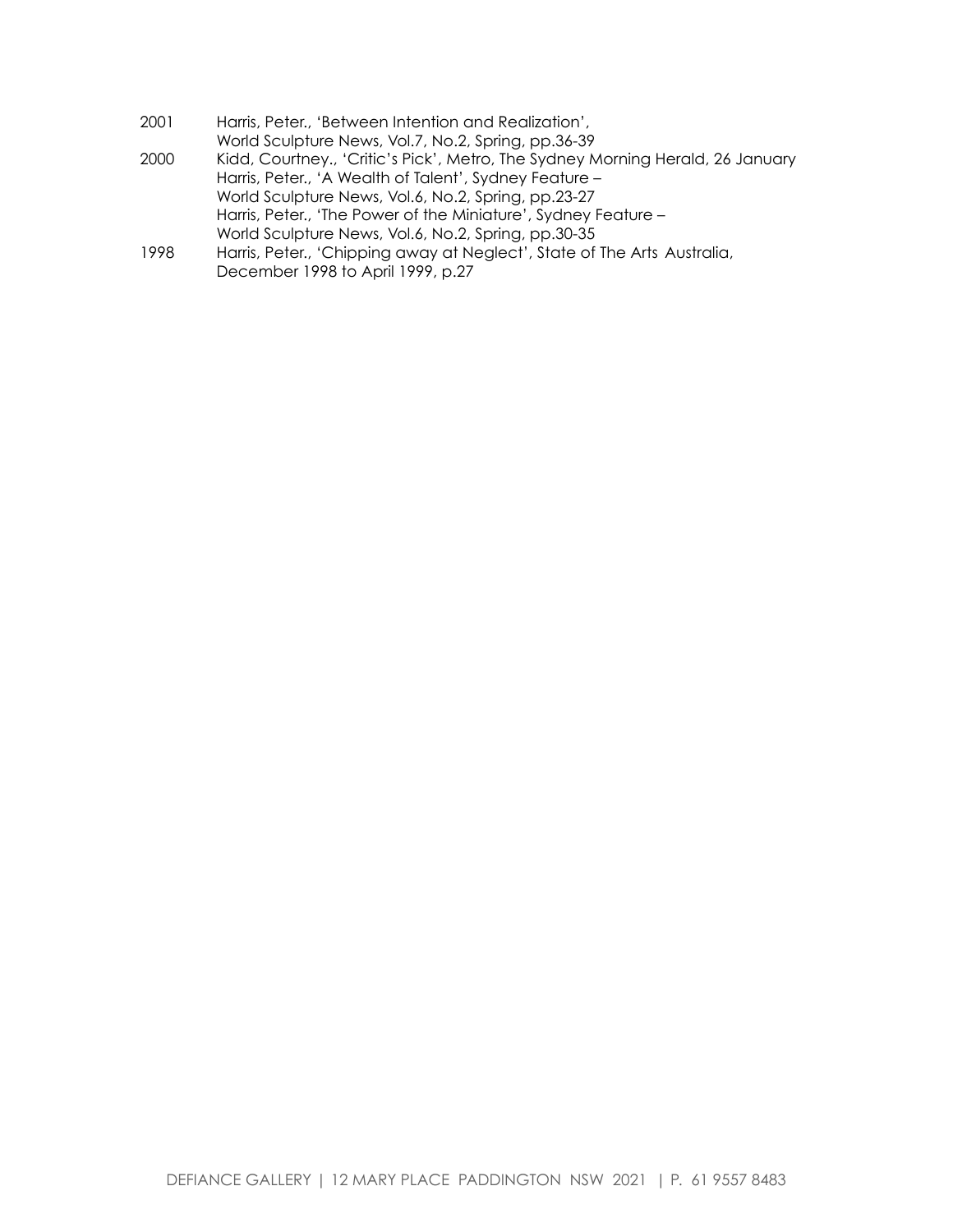2001 Harris, Peter., 'Between Intention and Realization',
World Sculpture News, Vol.7, No.2, Spring, pp.36-39

2000 Kidd, Courtney., 'Critic's Pick', Metro, The Sydney Morning Herald, 26 January
Harris, Peter., 'A Wealth of Talent', Sydney Feature –
World Sculpture News, Vol.6, No.2, Spring, pp.23-27
Harris, Peter., 'The Power of the Miniature', Sydney Feature –
World Sculpture News, Vol.6, No.2, Spring, pp.30-35

1998 Harris, Peter., 'Chipping away at Neglect', State of The Arts Australia,
December 1998 to April 1999, p.27